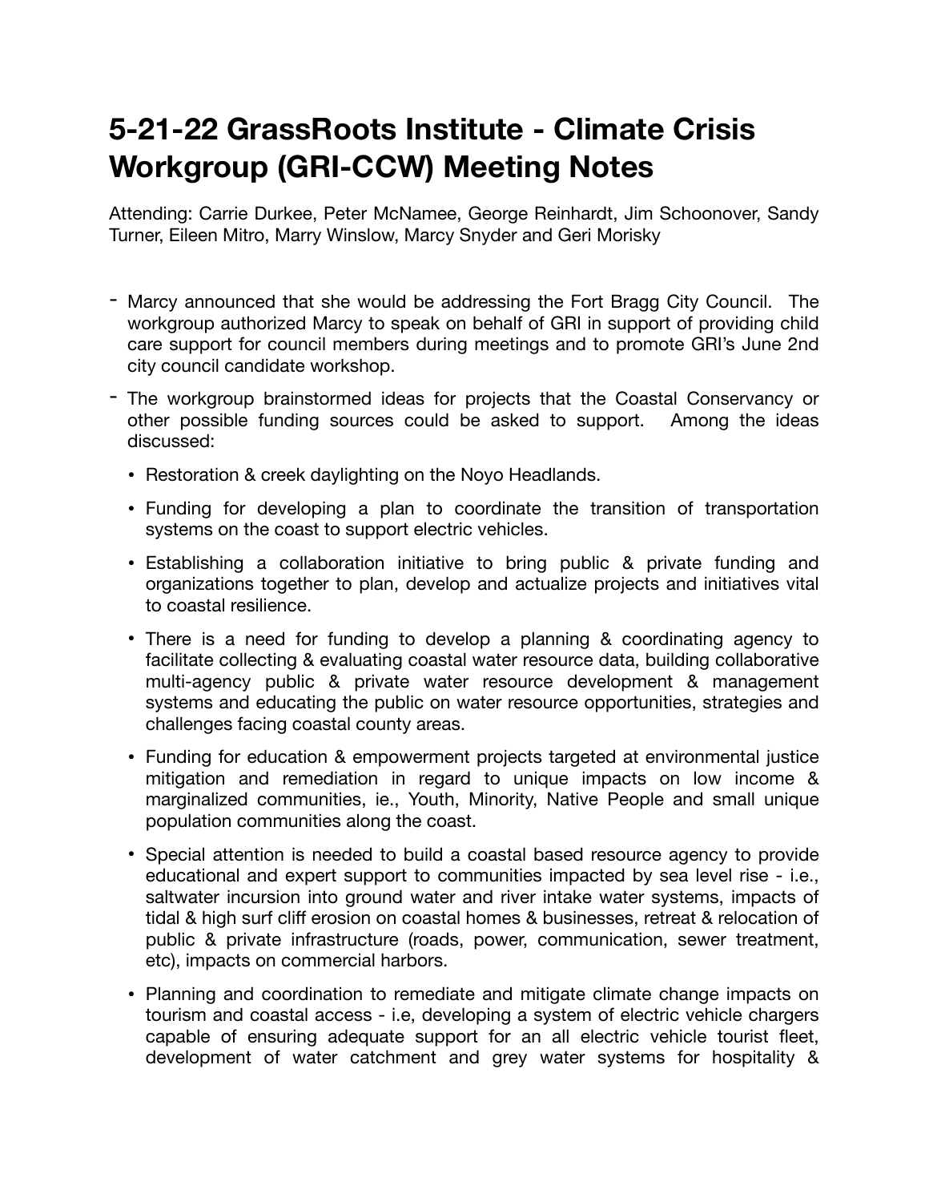# 5-21-22 GrassRoots Institute - Climate Crisis Workgroup (GRI-CCW) Meeting Notes

Attending: Carrie Durkee, Peter McNamee, George Reinhardt, Jim Schoonover, Sandy Turner, Eileen Mitro, Marry Winslow, Marcy Snyder and Geri Morisky

- Marcy announced that she would be addressing the Fort Bragg City Council. The workgroup authorized Marcy to speak on behalf of GRI in support of providing child care support for council members during meetings and to promote GRI's June 2nd city council candidate workshop.
- The workgroup brainstormed ideas for projects that the Coastal Conservancy or other possible funding sources could be asked to support. Among the ideas discussed:
  - Restoration & creek daylighting on the Noyo Headlands.
  - Funding for developing a plan to coordinate the transition of transportation systems on the coast to support electric vehicles.
  - Establishing a collaboration initiative to bring public & private funding and organizations together to plan, develop and actualize projects and initiatives vital to coastal resilience.
  - There is a need for funding to develop a planning & coordinating agency to facilitate collecting & evaluating coastal water resource data, building collaborative multi-agency public & private water resource development & management systems and educating the public on water resource opportunities, strategies and challenges facing coastal county areas.
  - Funding for education & empowerment projects targeted at environmental justice mitigation and remediation in regard to unique impacts on low income & marginalized communities, ie., Youth, Minority, Native People and small unique population communities along the coast.
  - Special attention is needed to build a coastal based resource agency to provide educational and expert support to communities impacted by sea level rise - i.e., saltwater incursion into ground water and river intake water systems, impacts of tidal & high surf cliff erosion on coastal homes & businesses, retreat & relocation of public & private infrastructure (roads, power, communication, sewer treatment, etc), impacts on commercial harbors.
  - Planning and coordination to remediate and mitigate climate change impacts on tourism and coastal access - i.e, developing a system of electric vehicle chargers capable of ensuring adequate support for an all electric vehicle tourist fleet, development of water catchment and grey water systems for hospitality &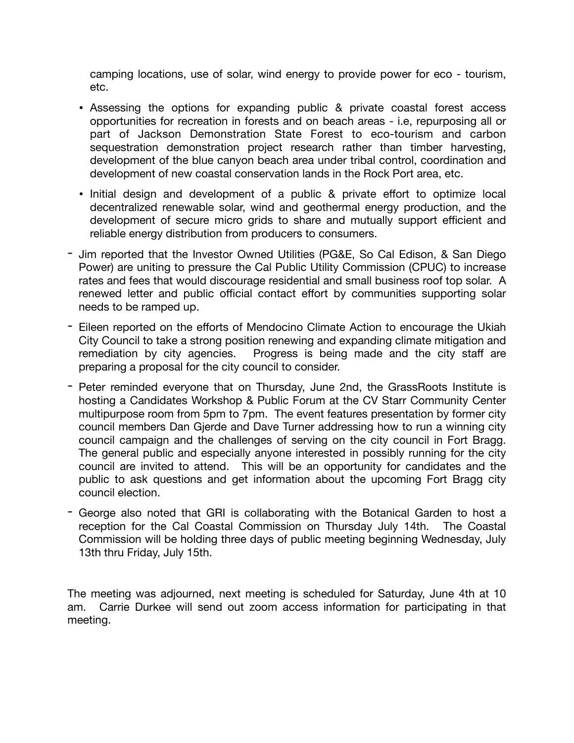camping locations, use of solar, wind energy to provide power for eco - tourism, etc.

  - Assessing the options for expanding public & private coastal forest access opportunities for recreation in forests and on beach areas - i.e, repurposing all or part of Jackson Demonstration State Forest to eco-tourism and carbon sequestration demonstration project research rather than timber harvesting, development of the blue canyon beach area under tribal control, coordination and development of new coastal conservation lands in the Rock Port area, etc.
  - Initial design and development of a public & private effort to optimize local decentralized renewable solar, wind and geothermal energy production, and the development of secure micro grids to share and mutually support efficient and reliable energy distribution from producers to consumers.

- Jim reported that the Investor Owned Utilities (PG&E, So Cal Edison, & San Diego Power) are uniting to pressure the Cal Public Utility Commission (CPUC) to increase rates and fees that would discourage residential and small business roof top solar. A renewed letter and public official contact effort by communities supporting solar needs to be ramped up.
- Eileen reported on the efforts of Mendocino Climate Action to encourage the Ukiah City Council to take a strong position renewing and expanding climate mitigation and remediation by city agencies. Progress is being made and the city staff are preparing a proposal for the city council to consider.
- Peter reminded everyone that on Thursday, June 2nd, the GrassRoots Institute is hosting a Candidates Workshop & Public Forum at the CV Starr Community Center multipurpose room from 5pm to 7pm. The event features presentation by former city council members Dan Gjerde and Dave Turner addressing how to run a winning city council campaign and the challenges of serving on the city council in Fort Bragg. The general public and especially anyone interested in possibly running for the city council are invited to attend. This will be an opportunity for candidates and the public to ask questions and get information about the upcoming Fort Bragg city council election.
- George also noted that GRI is collaborating with the Botanical Garden to host a reception for the Cal Coastal Commission on Thursday July 14th. The Coastal Commission will be holding three days of public meeting beginning Wednesday, July 13th thru Friday, July 15th.

The meeting was adjourned, next meeting is scheduled for Saturday, June 4th at 10 am. Carrie Durkee will send out zoom access information for participating in that meeting.